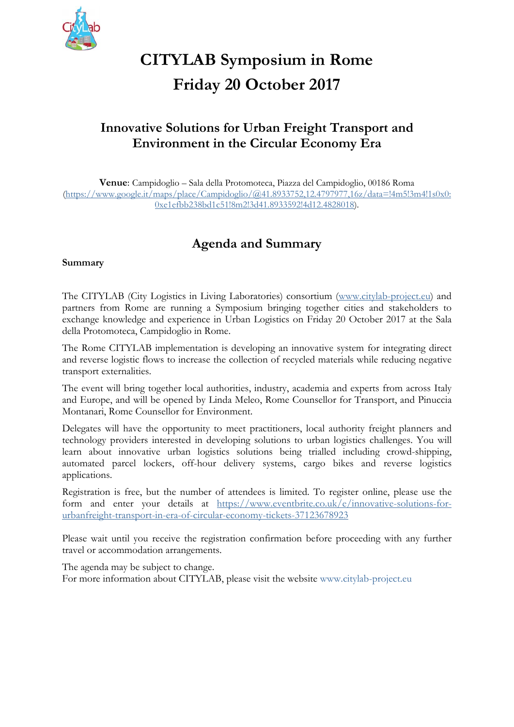# CITYLAB Symposium in Rome
# Friday 20 October 2017

## Innovative Solutions for Urban Freight Transport and Environment in the Circular Economy Era

**Venue**: Campidoglio – Sala della Protomoteca, Piazza del Campidoglio, 00186 Roma (https://www.google.it/maps/place/Campidoglio/@41.8933752,12.4797977,16z/data=!4m5!3m4!1s0x0:0xe1efbb238bd1c51!8m2!3d41.8933592!4d12.4828018).

## Agenda and Summary

**Summary**

The CITYLAB (City Logistics in Living Laboratories) consortium (www.citylab-project.eu) and partners from Rome are running a Symposium bringing together cities and stakeholders to exchange knowledge and experience in Urban Logistics on Friday 20 October 2017 at the Sala della Protomoteca, Campidoglio in Rome.

The Rome CITYLAB implementation is developing an innovative system for integrating direct and reverse logistic flows to increase the collection of recycled materials while reducing negative transport externalities.

The event will bring together local authorities, industry, academia and experts from across Italy and Europe, and will be opened by Linda Meleo, Rome Counsellor for Transport, and Pinuccia Montanari, Rome Counsellor for Environment.

Delegates will have the opportunity to meet practitioners, local authority freight planners and technology providers interested in developing solutions to urban logistics challenges. You will learn about innovative urban logistics solutions being trialled including crowd-shipping, automated parcel lockers, off-hour delivery systems, cargo bikes and reverse logistics applications.

Registration is free, but the number of attendees is limited. To register online, please use the form and enter your details at https://www.eventbrite.co.uk/e/innovative-solutions-for-urbanfreight-transport-in-era-of-circular-economy-tickets-37123678923

Please wait until you receive the registration confirmation before proceeding with any further travel or accommodation arrangements.

The agenda may be subject to change.
For more information about CITYLAB, please visit the website www.citylab-project.eu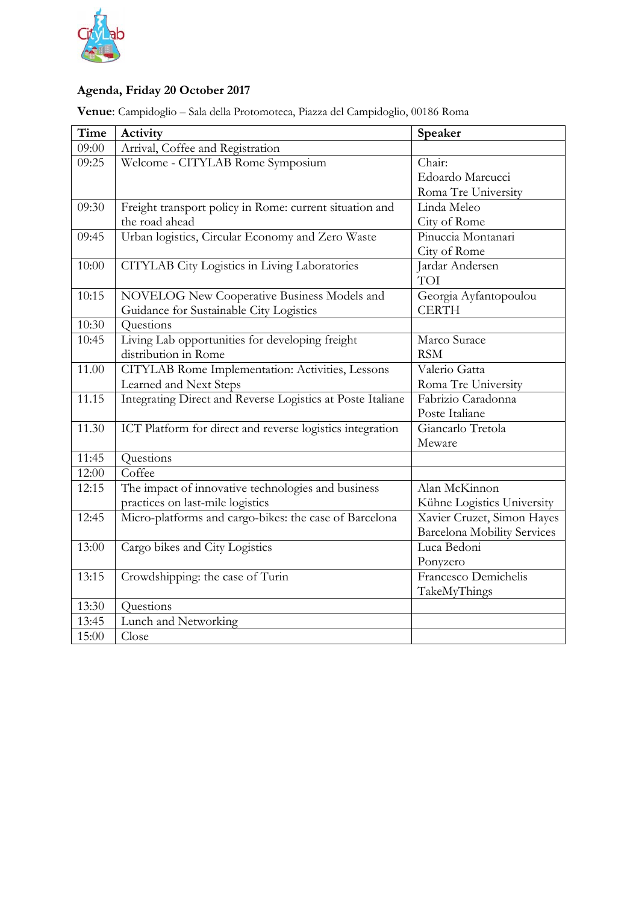**Agenda, Friday 20 October 2017**

**Venue**: Campidoglio – Sala della Protomoteca, Piazza del Campidoglio, 00186 Roma

| Time | Activity | Speaker |
|---|---|---|
| 09:00 | Arrival, Coffee and Registration | |
| 09:25 | Welcome - CITYLAB Rome Symposium | Chair:<br>Edoardo Marcucci<br>Roma Tre University |
| 09:30 | Freight transport policy in Rome: current situation and the road ahead | Linda Meleo<br>City of Rome |
| 09:45 | Urban logistics, Circular Economy and Zero Waste | Pinuccia Montanari<br>City of Rome |
| 10:00 | CITYLAB City Logistics in Living Laboratories | Jardar Andersen<br>TOI |
| 10:15 | NOVELOG New Cooperative Business Models and Guidance for Sustainable City Logistics | Georgia Ayfantopoulou<br>CERTH |
| 10:30 | Questions | |
| 10:45 | Living Lab opportunities for developing freight distribution in Rome | Marco Surace<br>RSM |
| 11.00 | CITYLAB Rome Implementation: Activities, Lessons Learned and Next Steps | Valerio Gatta<br>Roma Tre University |
| 11.15 | Integrating Direct and Reverse Logistics at Poste Italiane | Fabrizio Caradonna<br>Poste Italiane |
| 11.30 | ICT Platform for direct and reverse logistics integration | Giancarlo Tretola<br>Meware |
| 11:45 | Questions | |
| 12:00 | Coffee | |
| 12:15 | The impact of innovative technologies and business practices on last-mile logistics | Alan McKinnon<br>Kühne Logistics University |
| 12:45 | Micro-platforms and cargo-bikes: the case of Barcelona | Xavier Cruzet, Simon Hayes<br>Barcelona Mobility Services |
| 13:00 | Cargo bikes and City Logistics | Luca Bedoni<br>Ponyzero |
| 13:15 | Crowdshipping: the case of Turin | Francesco Demichelis<br>TakeMyThings |
| 13:30 | Questions | |
| 13:45 | Lunch and Networking | |
| 15:00 | Close | |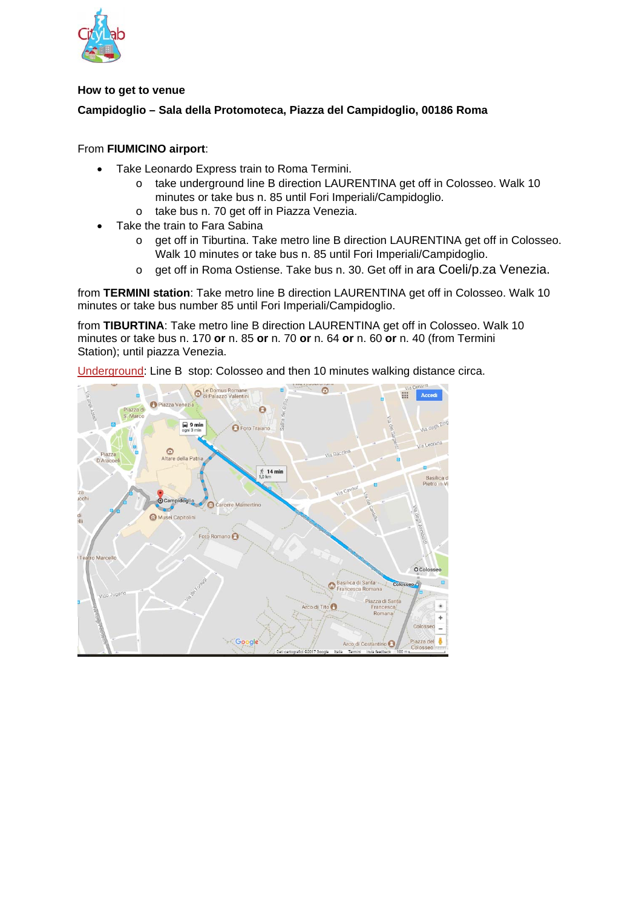**How to get to venue**

**Campidoglio – Sala della Protomoteca, Piazza del Campidoglio, 00186 Roma**

From **FIUMICINO airport**:

- Take Leonardo Express train to Roma Termini.
  - take underground line B direction LAURENTINA get off in Colosseo. Walk 10 minutes or take bus n. 85 until Fori Imperiali/Campidoglio.
  - take bus n. 70 get off in Piazza Venezia.
- Take the train to Fara Sabina
  - get off in Tiburtina. Take metro line B direction LAURENTINA get off in Colosseo. Walk 10 minutes or take bus n. 85 until Fori Imperiali/Campidoglio.
  - get off in Roma Ostiense. Take bus n. 30. Get off in ara Coeli/p.za Venezia.

from **TERMINI station**: Take metro line B direction LAURENTINA get off in Colosseo. Walk 10 minutes or take bus number 85 until Fori Imperiali/Campidoglio.

from **TIBURTINA**: Take metro line B direction LAURENTINA get off in Colosseo. Walk 10 minutes or take bus n. 170 **or** n. 85 **or** n. 70 **or** n. 64 **or** n. 60 **or** n. 40 (from Termini Station); until piazza Venezia.

Underground: Line B stop: Colosseo and then 10 minutes walking distance circa.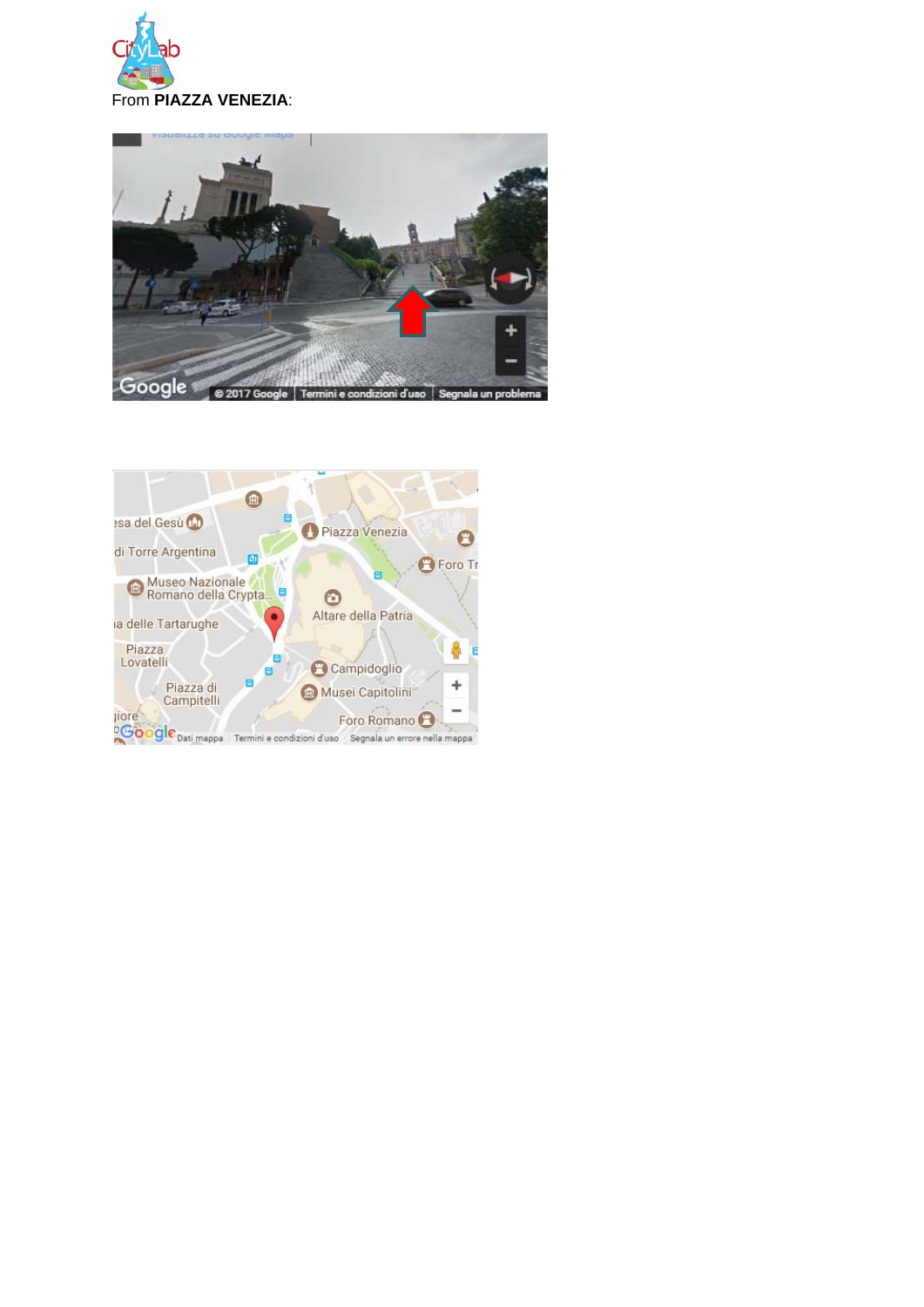From **PIAZZA VENEZIA**: